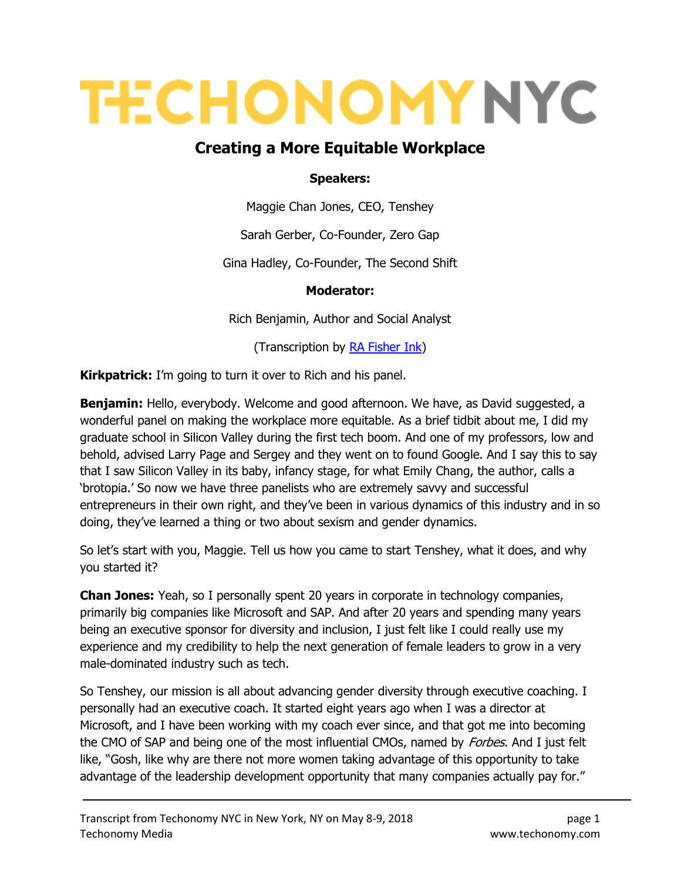# TECHONOMY NYC

## Creating a More Equitable Workplace

**Speakers:**

Maggie Chan Jones, CEO, Tenshey

Sarah Gerber, Co-Founder, Zero Gap

Gina Hadley, Co-Founder, The Second Shift

**Moderator:**

Rich Benjamin, Author and Social Analyst

(Transcription by RA Fisher Ink)

**Kirkpatrick:** I'm going to turn it over to Rich and his panel.

**Benjamin:** Hello, everybody. Welcome and good afternoon. We have, as David suggested, a wonderful panel on making the workplace more equitable. As a brief tidbit about me, I did my graduate school in Silicon Valley during the first tech boom. And one of my professors, low and behold, advised Larry Page and Sergey and they went on to found Google. And I say this to say that I saw Silicon Valley in its baby, infancy stage, for what Emily Chang, the author, calls a 'brotopia.' So now we have three panelists who are extremely savvy and successful entrepreneurs in their own right, and they've been in various dynamics of this industry and in so doing, they've learned a thing or two about sexism and gender dynamics.

So let's start with you, Maggie. Tell us how you came to start Tenshey, what it does, and why you started it?

**Chan Jones:** Yeah, so I personally spent 20 years in corporate in technology companies, primarily big companies like Microsoft and SAP. And after 20 years and spending many years being an executive sponsor for diversity and inclusion, I just felt like I could really use my experience and my credibility to help the next generation of female leaders to grow in a very male-dominated industry such as tech.

So Tenshey, our mission is all about advancing gender diversity through executive coaching. I personally had an executive coach. It started eight years ago when I was a director at Microsoft, and I have been working with my coach ever since, and that got me into becoming the CMO of SAP and being one of the most influential CMOs, named by *Forbes*. And I just felt like, "Gosh, like why are there not more women taking advantage of this opportunity to take advantage of the leadership development opportunity that many companies actually pay for."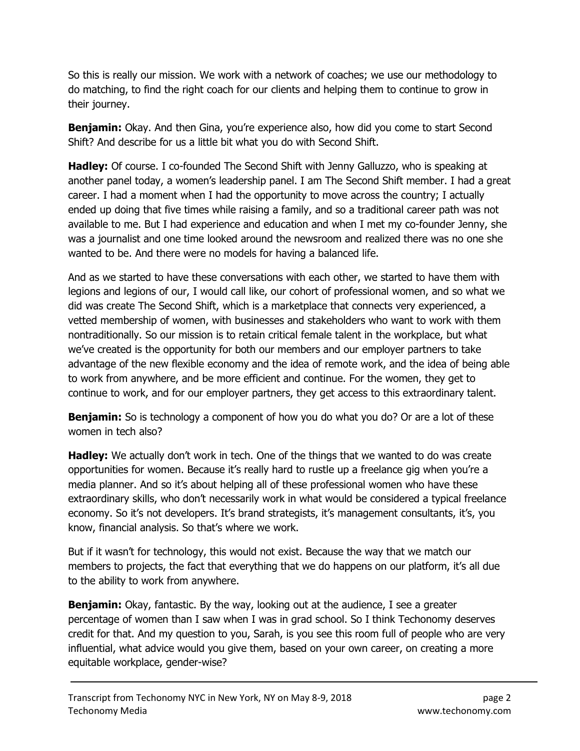So this is really our mission. We work with a network of coaches; we use our methodology to do matching, to find the right coach for our clients and helping them to continue to grow in their journey.

**Benjamin:** Okay. And then Gina, you're experience also, how did you come to start Second Shift? And describe for us a little bit what you do with Second Shift.

**Hadley:** Of course. I co-founded The Second Shift with Jenny Galluzzo, who is speaking at another panel today, a women's leadership panel. I am The Second Shift member. I had a great career. I had a moment when I had the opportunity to move across the country; I actually ended up doing that five times while raising a family, and so a traditional career path was not available to me. But I had experience and education and when I met my co-founder Jenny, she was a journalist and one time looked around the newsroom and realized there was no one she wanted to be. And there were no models for having a balanced life.

And as we started to have these conversations with each other, we started to have them with legions and legions of our, I would call like, our cohort of professional women, and so what we did was create The Second Shift, which is a marketplace that connects very experienced, a vetted membership of women, with businesses and stakeholders who want to work with them nontraditionally. So our mission is to retain critical female talent in the workplace, but what we've created is the opportunity for both our members and our employer partners to take advantage of the new flexible economy and the idea of remote work, and the idea of being able to work from anywhere, and be more efficient and continue. For the women, they get to continue to work, and for our employer partners, they get access to this extraordinary talent.

**Benjamin:** So is technology a component of how you do what you do? Or are a lot of these women in tech also?

**Hadley:** We actually don't work in tech. One of the things that we wanted to do was create opportunities for women. Because it's really hard to rustle up a freelance gig when you're a media planner. And so it's about helping all of these professional women who have these extraordinary skills, who don't necessarily work in what would be considered a typical freelance economy. So it's not developers. It's brand strategists, it's management consultants, it's, you know, financial analysis. So that's where we work.

But if it wasn't for technology, this would not exist. Because the way that we match our members to projects, the fact that everything that we do happens on our platform, it's all due to the ability to work from anywhere.

**Benjamin:** Okay, fantastic. By the way, looking out at the audience, I see a greater percentage of women than I saw when I was in grad school. So I think Techonomy deserves credit for that. And my question to you, Sarah, is you see this room full of people who are very influential, what advice would you give them, based on your own career, on creating a more equitable workplace, gender-wise?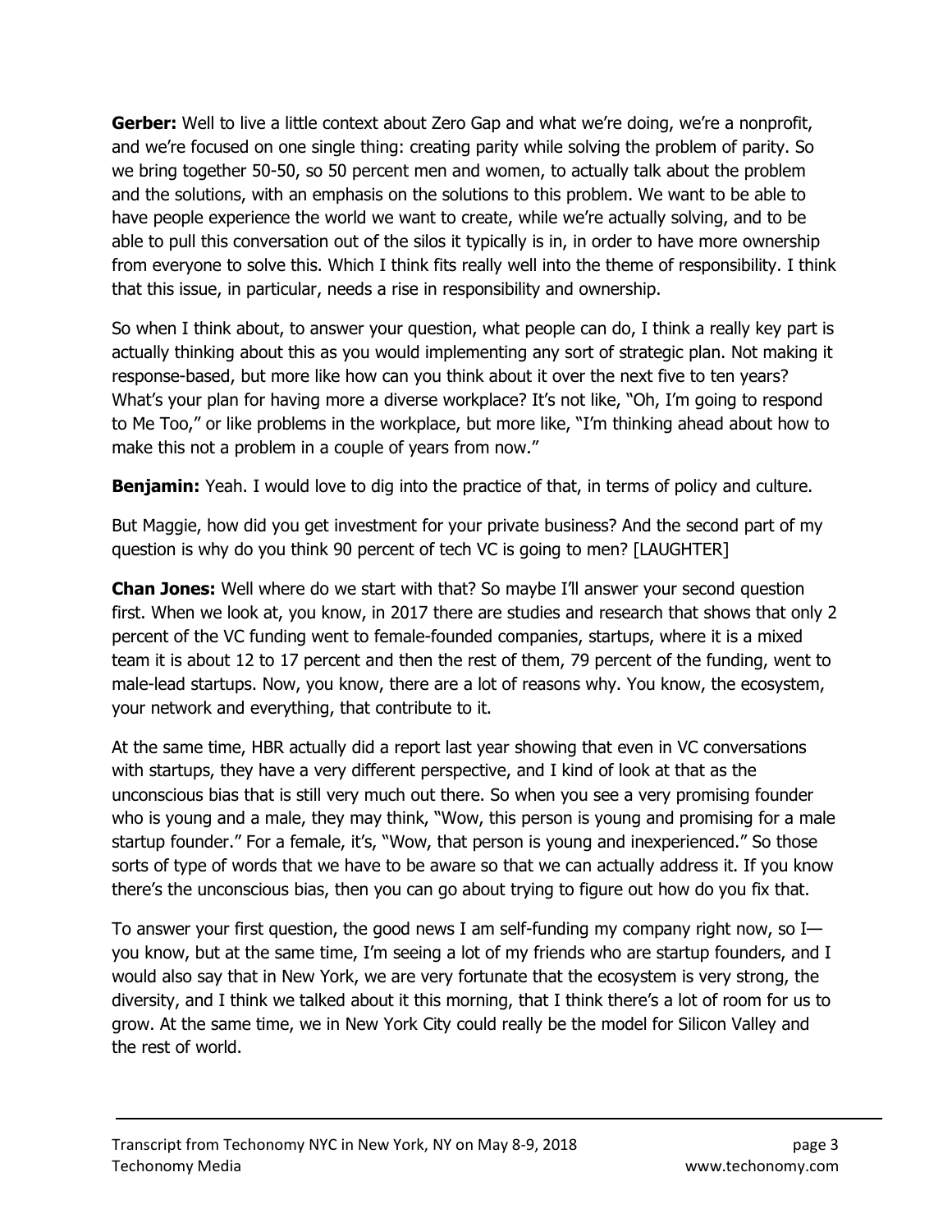**Gerber:** Well to live a little context about Zero Gap and what we're doing, we're a nonprofit, and we're focused on one single thing: creating parity while solving the problem of parity. So we bring together 50-50, so 50 percent men and women, to actually talk about the problem and the solutions, with an emphasis on the solutions to this problem. We want to be able to have people experience the world we want to create, while we're actually solving, and to be able to pull this conversation out of the silos it typically is in, in order to have more ownership from everyone to solve this. Which I think fits really well into the theme of responsibility. I think that this issue, in particular, needs a rise in responsibility and ownership.

So when I think about, to answer your question, what people can do, I think a really key part is actually thinking about this as you would implementing any sort of strategic plan. Not making it response-based, but more like how can you think about it over the next five to ten years? What's your plan for having more a diverse workplace? It's not like, "Oh, I'm going to respond to Me Too," or like problems in the workplace, but more like, "I'm thinking ahead about how to make this not a problem in a couple of years from now."

**Benjamin:** Yeah. I would love to dig into the practice of that, in terms of policy and culture.

But Maggie, how did you get investment for your private business? And the second part of my question is why do you think 90 percent of tech VC is going to men? [LAUGHTER]

**Chan Jones:** Well where do we start with that? So maybe I'll answer your second question first. When we look at, you know, in 2017 there are studies and research that shows that only 2 percent of the VC funding went to female-founded companies, startups, where it is a mixed team it is about 12 to 17 percent and then the rest of them, 79 percent of the funding, went to male-lead startups. Now, you know, there are a lot of reasons why. You know, the ecosystem, your network and everything, that contribute to it.

At the same time, HBR actually did a report last year showing that even in VC conversations with startups, they have a very different perspective, and I kind of look at that as the unconscious bias that is still very much out there. So when you see a very promising founder who is young and a male, they may think, "Wow, this person is young and promising for a male startup founder." For a female, it's, "Wow, that person is young and inexperienced." So those sorts of type of words that we have to be aware so that we can actually address it. If you know there's the unconscious bias, then you can go about trying to figure out how do you fix that.

To answer your first question, the good news I am self-funding my company right now, so I— you know, but at the same time, I'm seeing a lot of my friends who are startup founders, and I would also say that in New York, we are very fortunate that the ecosystem is very strong, the diversity, and I think we talked about it this morning, that I think there's a lot of room for us to grow. At the same time, we in New York City could really be the model for Silicon Valley and the rest of world.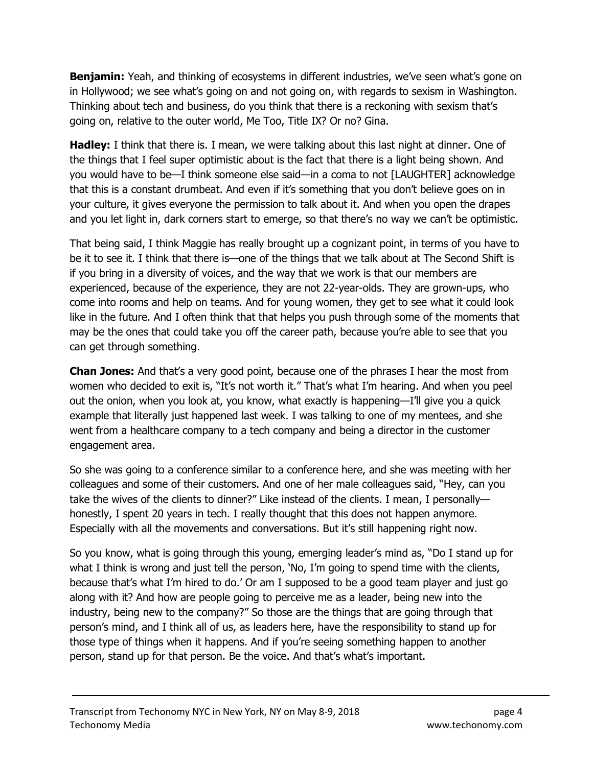**Benjamin:** Yeah, and thinking of ecosystems in different industries, we've seen what's gone on in Hollywood; we see what's going on and not going on, with regards to sexism in Washington. Thinking about tech and business, do you think that there is a reckoning with sexism that's going on, relative to the outer world, Me Too, Title IX? Or no? Gina.

**Hadley:** I think that there is. I mean, we were talking about this last night at dinner. One of the things that I feel super optimistic about is the fact that there is a light being shown. And you would have to be—I think someone else said—in a coma to not [LAUGHTER] acknowledge that this is a constant drumbeat. And even if it's something that you don't believe goes on in your culture, it gives everyone the permission to talk about it. And when you open the drapes and you let light in, dark corners start to emerge, so that there's no way we can't be optimistic.

That being said, I think Maggie has really brought up a cognizant point, in terms of you have to be it to see it. I think that there is—one of the things that we talk about at The Second Shift is if you bring in a diversity of voices, and the way that we work is that our members are experienced, because of the experience, they are not 22-year-olds. They are grown-ups, who come into rooms and help on teams. And for young women, they get to see what it could look like in the future. And I often think that that helps you push through some of the moments that may be the ones that could take you off the career path, because you're able to see that you can get through something.

**Chan Jones:** And that's a very good point, because one of the phrases I hear the most from women who decided to exit is, "It's not worth it." That's what I'm hearing. And when you peel out the onion, when you look at, you know, what exactly is happening—I'll give you a quick example that literally just happened last week. I was talking to one of my mentees, and she went from a healthcare company to a tech company and being a director in the customer engagement area.

So she was going to a conference similar to a conference here, and she was meeting with her colleagues and some of their customers. And one of her male colleagues said, "Hey, can you take the wives of the clients to dinner?" Like instead of the clients. I mean, I personally—honestly, I spent 20 years in tech. I really thought that this does not happen anymore. Especially with all the movements and conversations. But it's still happening right now.

So you know, what is going through this young, emerging leader's mind as, "Do I stand up for what I think is wrong and just tell the person, 'No, I'm going to spend time with the clients, because that's what I'm hired to do.' Or am I supposed to be a good team player and just go along with it? And how are people going to perceive me as a leader, being new into the industry, being new to the company?" So those are the things that are going through that person's mind, and I think all of us, as leaders here, have the responsibility to stand up for those type of things when it happens. And if you're seeing something happen to another person, stand up for that person. Be the voice. And that's what's important.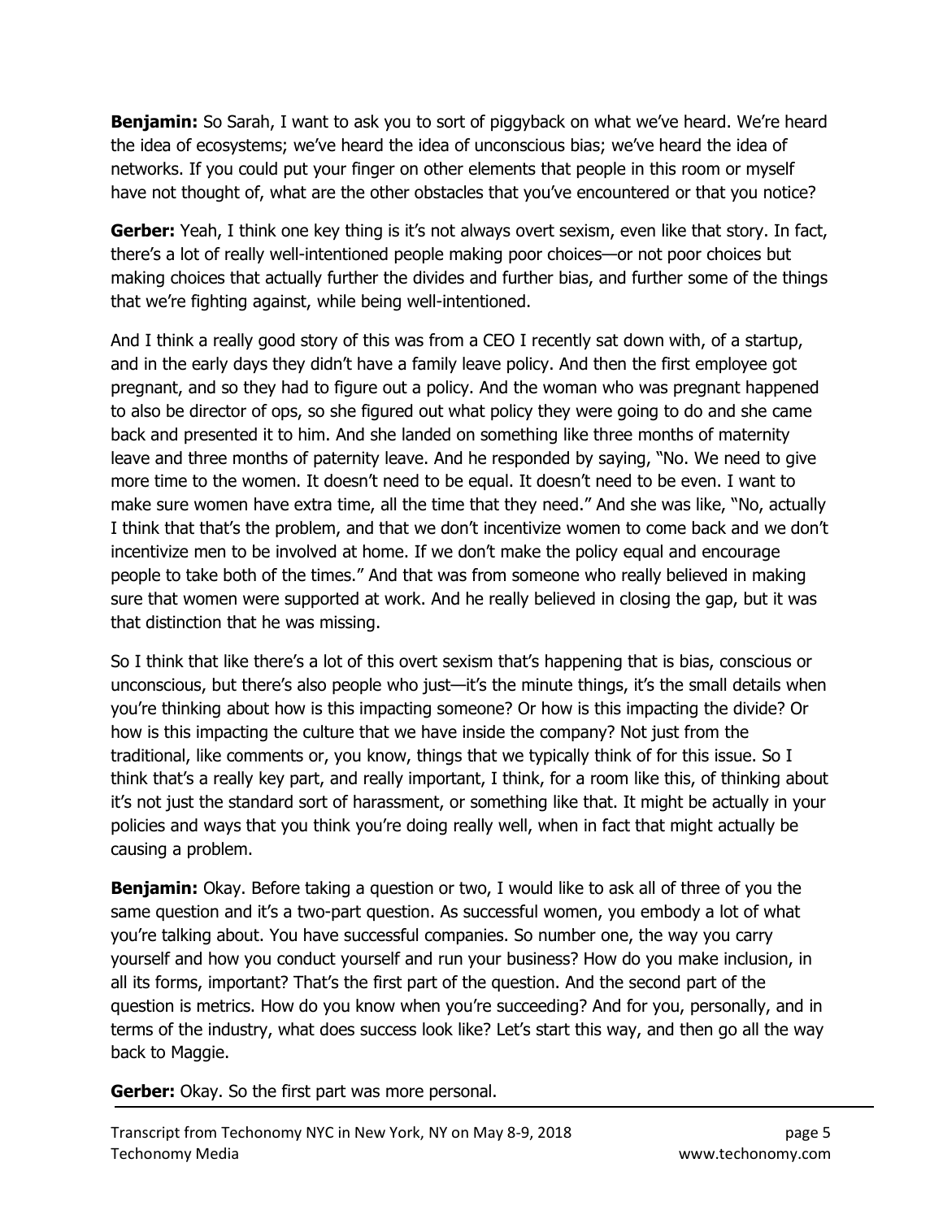**Benjamin:** So Sarah, I want to ask you to sort of piggyback on what we've heard. We're heard the idea of ecosystems; we've heard the idea of unconscious bias; we've heard the idea of networks. If you could put your finger on other elements that people in this room or myself have not thought of, what are the other obstacles that you've encountered or that you notice?

**Gerber:** Yeah, I think one key thing is it's not always overt sexism, even like that story. In fact, there's a lot of really well-intentioned people making poor choices—or not poor choices but making choices that actually further the divides and further bias, and further some of the things that we're fighting against, while being well-intentioned.

And I think a really good story of this was from a CEO I recently sat down with, of a startup, and in the early days they didn't have a family leave policy. And then the first employee got pregnant, and so they had to figure out a policy. And the woman who was pregnant happened to also be director of ops, so she figured out what policy they were going to do and she came back and presented it to him. And she landed on something like three months of maternity leave and three months of paternity leave. And he responded by saying, "No. We need to give more time to the women. It doesn't need to be equal. It doesn't need to be even. I want to make sure women have extra time, all the time that they need." And she was like, "No, actually I think that that's the problem, and that we don't incentivize women to come back and we don't incentivize men to be involved at home. If we don't make the policy equal and encourage people to take both of the times." And that was from someone who really believed in making sure that women were supported at work. And he really believed in closing the gap, but it was that distinction that he was missing.

So I think that like there's a lot of this overt sexism that's happening that is bias, conscious or unconscious, but there's also people who just—it's the minute things, it's the small details when you're thinking about how is this impacting someone? Or how is this impacting the divide? Or how is this impacting the culture that we have inside the company? Not just from the traditional, like comments or, you know, things that we typically think of for this issue. So I think that's a really key part, and really important, I think, for a room like this, of thinking about it's not just the standard sort of harassment, or something like that. It might be actually in your policies and ways that you think you're doing really well, when in fact that might actually be causing a problem.

**Benjamin:** Okay. Before taking a question or two, I would like to ask all of three of you the same question and it's a two-part question. As successful women, you embody a lot of what you're talking about. You have successful companies. So number one, the way you carry yourself and how you conduct yourself and run your business? How do you make inclusion, in all its forms, important? That's the first part of the question. And the second part of the question is metrics. How do you know when you're succeeding? And for you, personally, and in terms of the industry, what does success look like? Let's start this way, and then go all the way back to Maggie.

**Gerber:** Okay. So the first part was more personal.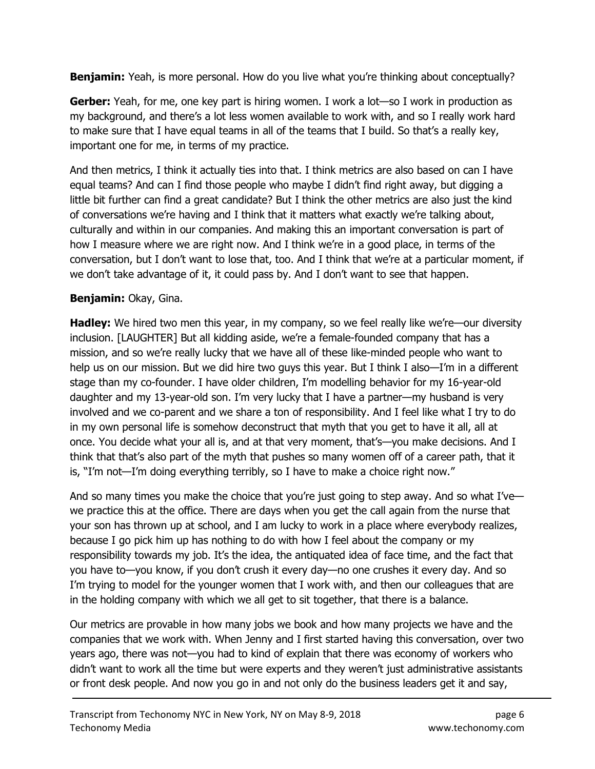**Benjamin:** Yeah, is more personal. How do you live what you're thinking about conceptually?

**Gerber:** Yeah, for me, one key part is hiring women. I work a lot—so I work in production as my background, and there's a lot less women available to work with, and so I really work hard to make sure that I have equal teams in all of the teams that I build. So that's a really key, important one for me, in terms of my practice.

And then metrics, I think it actually ties into that. I think metrics are also based on can I have equal teams? And can I find those people who maybe I didn't find right away, but digging a little bit further can find a great candidate? But I think the other metrics are also just the kind of conversations we're having and I think that it matters what exactly we're talking about, culturally and within in our companies. And making this an important conversation is part of how I measure where we are right now. And I think we're in a good place, in terms of the conversation, but I don't want to lose that, too. And I think that we're at a particular moment, if we don't take advantage of it, it could pass by. And I don't want to see that happen.

**Benjamin:** Okay, Gina.

**Hadley:** We hired two men this year, in my company, so we feel really like we're—our diversity inclusion. [LAUGHTER] But all kidding aside, we're a female-founded company that has a mission, and so we're really lucky that we have all of these like-minded people who want to help us on our mission. But we did hire two guys this year. But I think I also—I'm in a different stage than my co-founder. I have older children, I'm modelling behavior for my 16-year-old daughter and my 13-year-old son. I'm very lucky that I have a partner—my husband is very involved and we co-parent and we share a ton of responsibility. And I feel like what I try to do in my own personal life is somehow deconstruct that myth that you get to have it all, all at once. You decide what your all is, and at that very moment, that's—you make decisions. And I think that that's also part of the myth that pushes so many women off of a career path, that it is, "I'm not—I'm doing everything terribly, so I have to make a choice right now."

And so many times you make the choice that you're just going to step away. And so what I've—we practice this at the office. There are days when you get the call again from the nurse that your son has thrown up at school, and I am lucky to work in a place where everybody realizes, because I go pick him up has nothing to do with how I feel about the company or my responsibility towards my job. It's the idea, the antiquated idea of face time, and the fact that you have to—you know, if you don't crush it every day—no one crushes it every day. And so I'm trying to model for the younger women that I work with, and then our colleagues that are in the holding company with which we all get to sit together, that there is a balance.

Our metrics are provable in how many jobs we book and how many projects we have and the companies that we work with. When Jenny and I first started having this conversation, over two years ago, there was not—you had to kind of explain that there was economy of workers who didn't want to work all the time but were experts and they weren't just administrative assistants or front desk people. And now you go in and not only do the business leaders get it and say,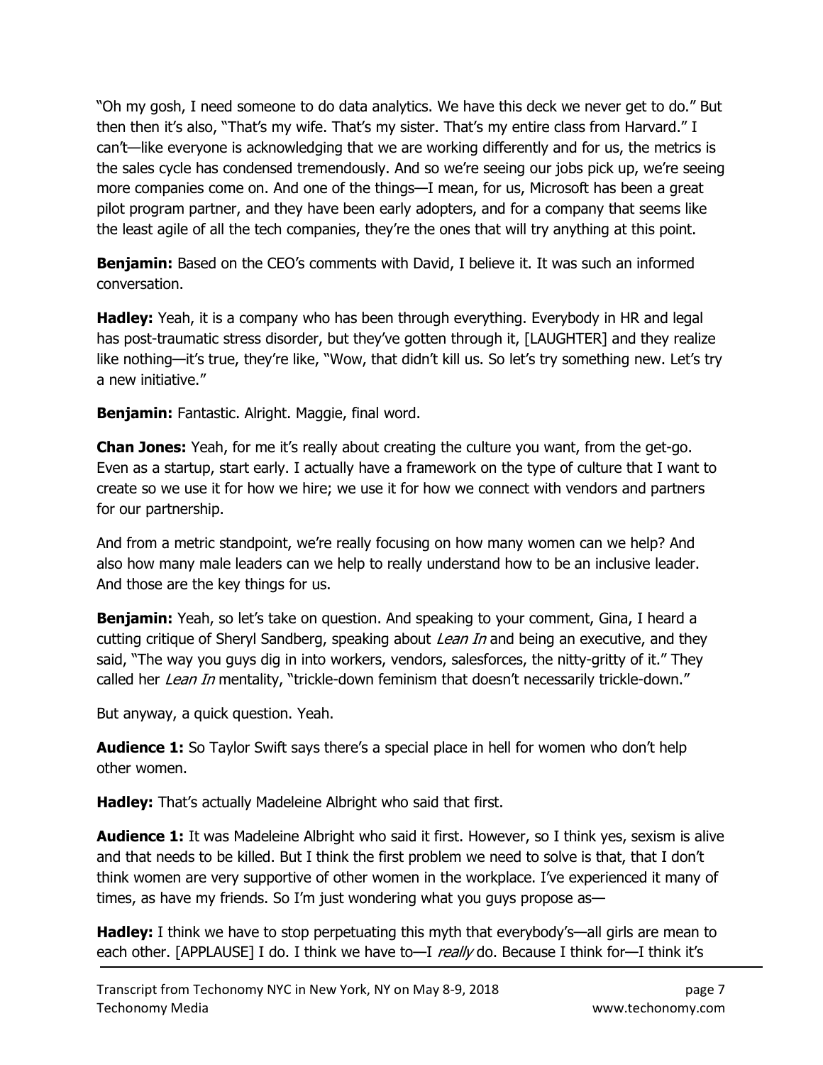"Oh my gosh, I need someone to do data analytics. We have this deck we never get to do." But then then it's also, "That's my wife. That's my sister. That's my entire class from Harvard." I can't—like everyone is acknowledging that we are working differently and for us, the metrics is the sales cycle has condensed tremendously. And so we're seeing our jobs pick up, we're seeing more companies come on. And one of the things—I mean, for us, Microsoft has been a great pilot program partner, and they have been early adopters, and for a company that seems like the least agile of all the tech companies, they're the ones that will try anything at this point.

**Benjamin:** Based on the CEO's comments with David, I believe it. It was such an informed conversation.

**Hadley:** Yeah, it is a company who has been through everything. Everybody in HR and legal has post-traumatic stress disorder, but they've gotten through it, [LAUGHTER] and they realize like nothing—it's true, they're like, "Wow, that didn't kill us. So let's try something new. Let's try a new initiative."

**Benjamin:** Fantastic. Alright. Maggie, final word.

**Chan Jones:** Yeah, for me it's really about creating the culture you want, from the get-go. Even as a startup, start early. I actually have a framework on the type of culture that I want to create so we use it for how we hire; we use it for how we connect with vendors and partners for our partnership.

And from a metric standpoint, we're really focusing on how many women can we help? And also how many male leaders can we help to really understand how to be an inclusive leader. And those are the key things for us.

**Benjamin:** Yeah, so let's take on question. And speaking to your comment, Gina, I heard a cutting critique of Sheryl Sandberg, speaking about *Lean In* and being an executive, and they said, "The way you guys dig in into workers, vendors, salesforces, the nitty-gritty of it." They called her *Lean In* mentality, "trickle-down feminism that doesn't necessarily trickle-down."

But anyway, a quick question. Yeah.

**Audience 1:** So Taylor Swift says there's a special place in hell for women who don't help other women.

**Hadley:** That's actually Madeleine Albright who said that first.

**Audience 1:** It was Madeleine Albright who said it first. However, so I think yes, sexism is alive and that needs to be killed. But I think the first problem we need to solve is that, that I don't think women are very supportive of other women in the workplace. I've experienced it many of times, as have my friends. So I'm just wondering what you guys propose as—

**Hadley:** I think we have to stop perpetuating this myth that everybody's—all girls are mean to each other. [APPLAUSE] I do. I think we have to—I *really* do. Because I think for—I think it's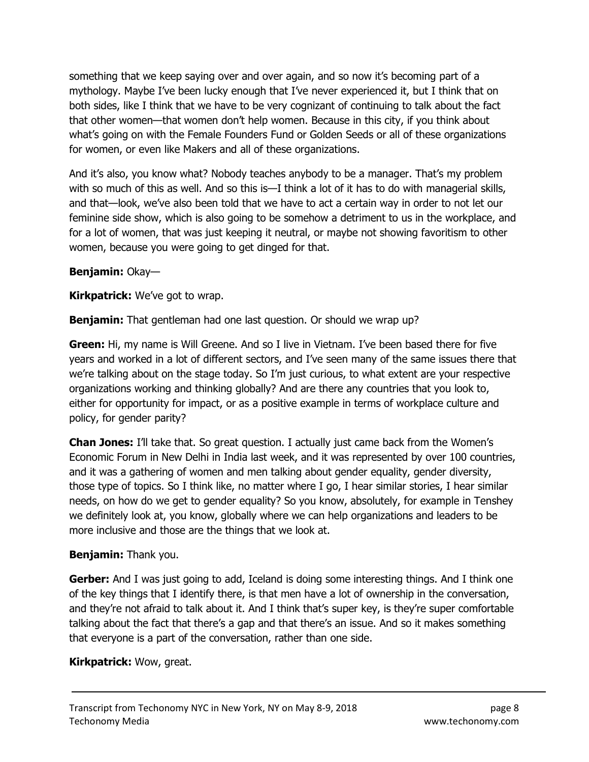something that we keep saying over and over again, and so now it's becoming part of a mythology. Maybe I've been lucky enough that I've never experienced it, but I think that on both sides, like I think that we have to be very cognizant of continuing to talk about the fact that other women—that women don't help women. Because in this city, if you think about what's going on with the Female Founders Fund or Golden Seeds or all of these organizations for women, or even like Makers and all of these organizations.

And it's also, you know what? Nobody teaches anybody to be a manager. That's my problem with so much of this as well. And so this is—I think a lot of it has to do with managerial skills, and that—look, we've also been told that we have to act a certain way in order to not let our feminine side show, which is also going to be somehow a detriment to us in the workplace, and for a lot of women, that was just keeping it neutral, or maybe not showing favoritism to other women, because you were going to get dinged for that.

**Benjamin:** Okay—

**Kirkpatrick:** We've got to wrap.

**Benjamin:** That gentleman had one last question. Or should we wrap up?

**Green:** Hi, my name is Will Greene. And so I live in Vietnam. I've been based there for five years and worked in a lot of different sectors, and I've seen many of the same issues there that we're talking about on the stage today. So I'm just curious, to what extent are your respective organizations working and thinking globally? And are there any countries that you look to, either for opportunity for impact, or as a positive example in terms of workplace culture and policy, for gender parity?

**Chan Jones:** I'll take that. So great question. I actually just came back from the Women's Economic Forum in New Delhi in India last week, and it was represented by over 100 countries, and it was a gathering of women and men talking about gender equality, gender diversity, those type of topics. So I think like, no matter where I go, I hear similar stories, I hear similar needs, on how do we get to gender equality? So you know, absolutely, for example in Tenshey we definitely look at, you know, globally where we can help organizations and leaders to be more inclusive and those are the things that we look at.

**Benjamin:** Thank you.

**Gerber:** And I was just going to add, Iceland is doing some interesting things. And I think one of the key things that I identify there, is that men have a lot of ownership in the conversation, and they're not afraid to talk about it. And I think that's super key, is they're super comfortable talking about the fact that there's a gap and that there's an issue. And so it makes something that everyone is a part of the conversation, rather than one side.

**Kirkpatrick:** Wow, great.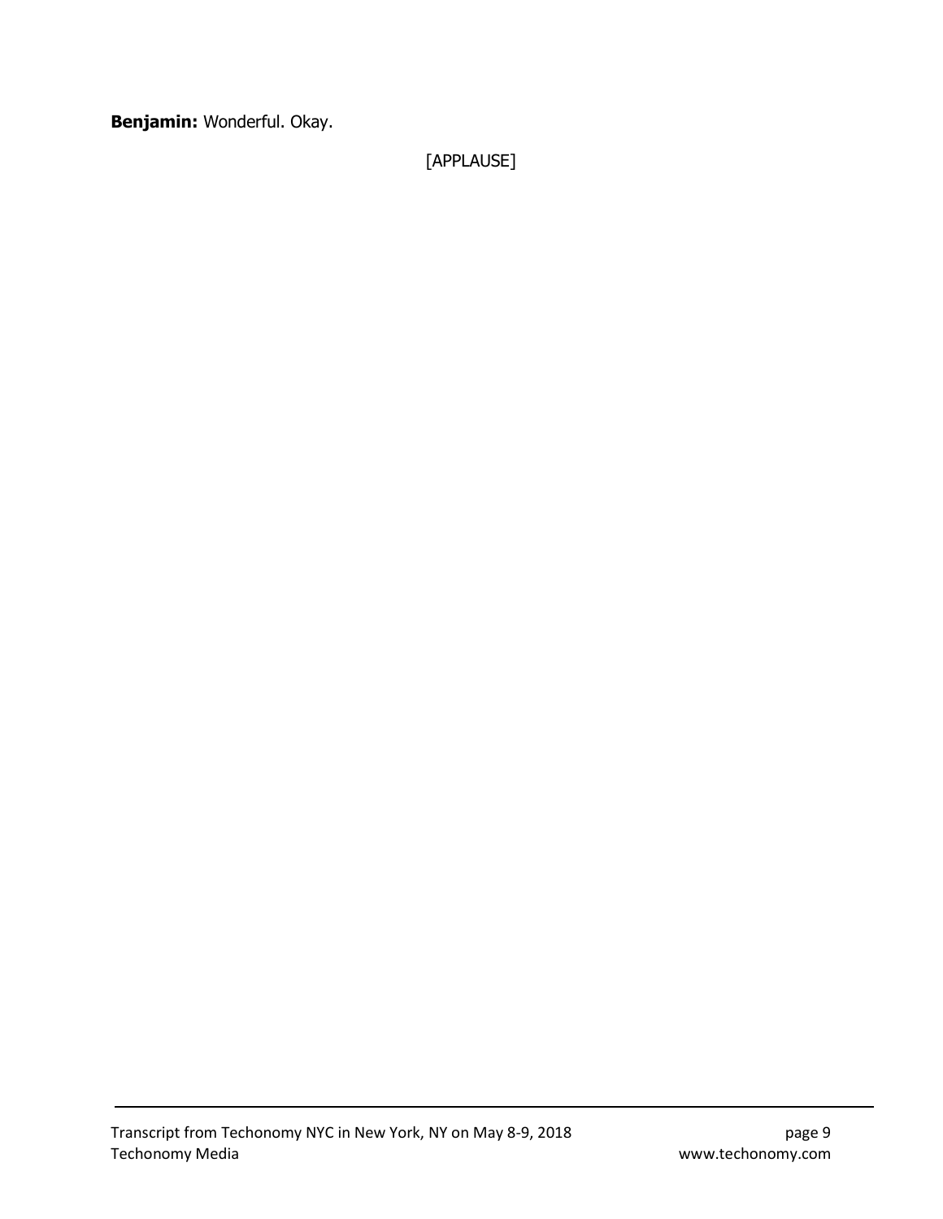**Benjamin:** Wonderful. Okay.

[APPLAUSE]